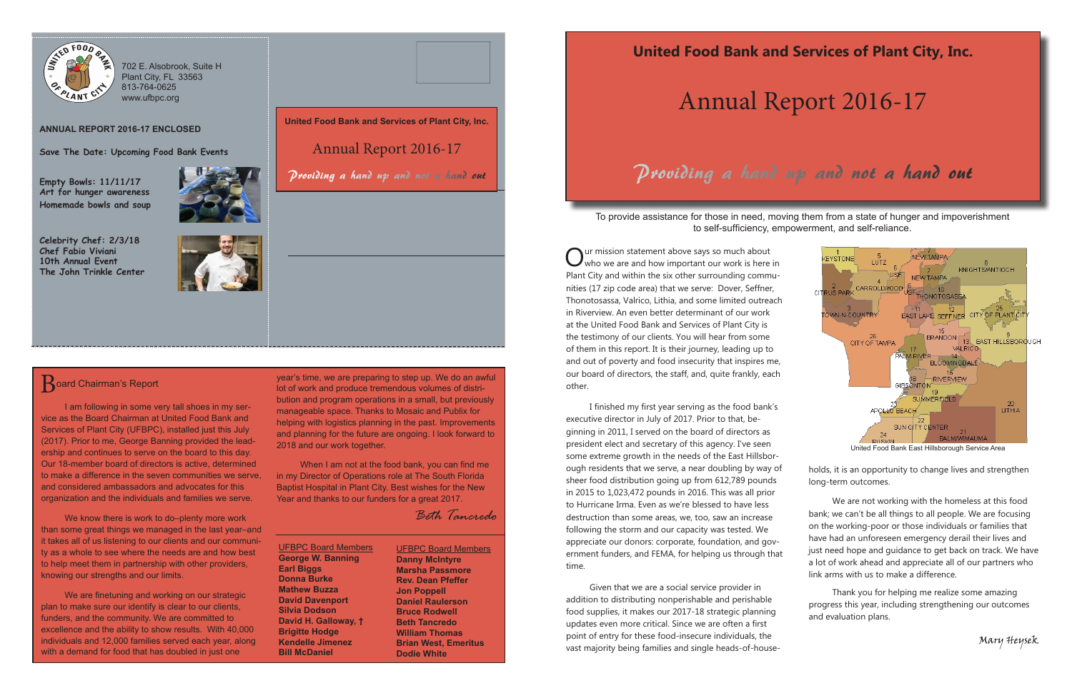702 E. Alsobrook, Suite H
Plant City, FL 33563
813-764-0625
www.ufbpc.org

**ANNUAL REPORT 2016-17 ENCLOSED**

**Save The Date: Upcoming Food Bank Events**

**Empty Bowls: 11/11/17**
**Art for hunger awareness**
**Homemade bowls and soup**

**Celebrity Chef: 2/3/18**
**Chef Fabio Viviani**
**10th Annual Event**
**The John Trinkle Center**

**United Food Bank and Services of Plant City, Inc.**

Annual Report 2016-17

*Providing a hand up and not a hand out*

## Board Chairman's Report

I am following in some very tall shoes in my service as the Board Chairman at United Food Bank and Services of Plant City (UFBPC), installed just this July (2017). Prior to me, George Banning provided the leadership and continues to serve on the board to this day. Our 18-member board of directors is active, determined to make a difference in the seven communities we serve, and considered ambassadors and advocates for this organization and the individuals and families we serve.

We know there is work to do–plenty more work than some great things we managed in the last year–and it takes all of us listening to our clients and our community as a whole to see where the needs are and how best to help meet them in partnership with other providers, knowing our strengths and our limits.

We are finetuning and working on our strategic plan to make sure our identify is clear to our clients, funders, and the community. We are committed to excellence and the ability to show results. With 40,000 individuals and 12,000 families served each year, along with a demand for food that has doubled in just one year's time, we are preparing to step up. We do an awful lot of work and produce tremendous volumes of distribution and program operations in a small, but previously manageable space. Thanks to Mosaic and Publix for helping with logistics planning in the past. Improvements and planning for the future are ongoing. I look forward to 2018 and our work together.

When I am not at the food bank, you can find me in my Director of Operations role at The South Florida Baptist Hospital in Plant City. Best wishes for the New Year and thanks to our funders for a great 2017.

*Beth Tancredo*

| UFBPC Board Members | UFBPC Board Members |
|---|---|
| **George W. Banning** | **Danny McIntyre** |
| **Earl Biggs** | **Marsha Passmore** |
| **Donna Burke** | **Rev. Dean Pfeffer** |
| **Mathew Buzza** | **Jon Poppell** |
| **David Davenport** | **Daniel Raulerson** |
| **Silvia Dodson** | **Bruce Rodwell** |
| **David H. Galloway, †** | **Beth Tancredo** |
| **Brigitte Hodge** | **William Thomas** |
| **Kendelle Jimenez** | **Brian West, Emeritus** |
| **Bill McDaniel** | **Dodie White** |

# United Food Bank and Services of Plant City, Inc.

# Annual Report 2016-17

## *Providing a hand up and not a hand out*

To provide assistance for those in need, moving them from a state of hunger and impoverishment to self-sufficiency, empowerment, and self-reliance.

Our mission statement above says so much about who we are and how important our work is here in Plant City and within the six other surrounding communities (17 zip code area) that we serve: Dover, Seffner, Thonotosassa, Valrico, Lithia, and some limited outreach in Riverview. An even better determinant of our work at the United Food Bank and Services of Plant City is the testimony of our clients. You will hear from some of them in this report. It is their journey, leading up to and out of poverty and food insecurity that inspires me, our board of directors, the staff, and, quite frankly, each other.

I finished my first year serving as the food bank's executive director in July of 2017. Prior to that, beginning in 2011, I served on the board of directors as president elect and secretary of this agency. I've seen some extreme growth in the needs of the East Hillsborough residents that we serve, a near doubling by way of sheer food distribution going up from 612,789 pounds in 2015 to 1,023,472 pounds in 2016. This was all prior to Hurricane Irma. Even as we're blessed to have less destruction than some areas, we, too, saw an increase following the storm and our capacity was tested. We appreciate our donors: corporate, foundation, and government funders, and FEMA, for helping us through that time.

Given that we are a social service provider in addition to distributing nonperishable and perishable food supplies, it makes our 2017-18 strategic planning updates even more critical. Since we are often a first point of entry for these food-insecure individuals, the vast majority being families and single heads-of-households, it is an opportunity to change lives and strengthen long-term outcomes.

We are not working with the homeless at this food bank; we can't be all things to all people. We are focusing on the working-poor or those individuals or families that have had an unforeseen emergency derail their lives and just need hope and guidance to get back on track. We have a lot of work ahead and appreciate all of our partners who link arms with us to make a difference.

Thank you for helping me realize some amazing progress this year, including strengthening our outcomes and evaluation plans.

*Mary Heysek*

United Food Bank East Hillsborough Service Area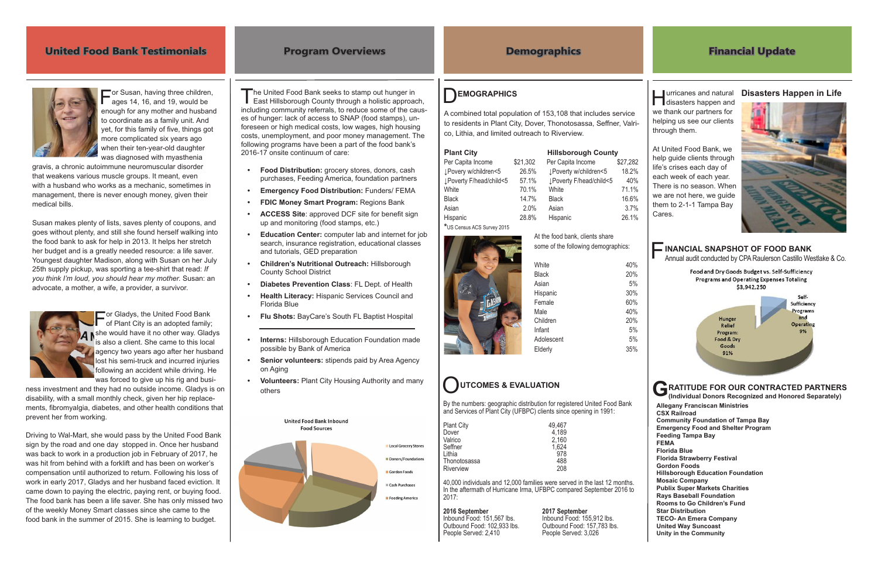## United Food Bank Testimonials

For Susan, having three children, ages 14, 16, and 19, would be enough for any mother and husband to coordinate as a family unit. And yet, for this family of five, things got more complicated six years ago when their ten-year-old daughter was diagnosed with myasthenia gravis, a chronic autoimmune neuromuscular disorder that weakens various muscle groups. It meant, even with a husband who works as a mechanic, sometimes in management, there is never enough money, given their medical bills.

Susan makes plenty of lists, saves plenty of coupons, and goes without plenty, and still she found herself walking into the food bank to ask for help in 2013. It helps her stretch her budget and is a greatly needed resource: a life saver. Youngest daughter Madison, along with Susan on her July 25th supply pickup, was sporting a tee-shirt that read: *If you think I'm loud, you should hear my mother.* Susan: an advocate, a mother, a wife, a provider, a survivor.

For Gladys, the United Food Bank of Plant City is an adopted family; she would have it no other way. Gladys is also a client. She came to this local agency two years ago after her husband lost his semi-truck and incurred injuries following an accident while driving. He was forced to give up his rig and business investment and they had no outside income. Gladys is on disability, with a small monthly check, given her hip replacements, fibromyalgia, diabetes, and other health conditions that prevent her from working.

Driving to Wal-Mart, she would pass by the United Food Bank sign by the road and one day stopped in. Once her husband was back to work in a production job in February of 2017, he was hit from behind with a forklift and has been on worker's compensation until authorized to return. Following his loss of work in early 2017, Gladys and her husband faced eviction. It came down to paying the electric, paying rent, or buying food. The food bank has been a life saver. She has only missed two of the weekly Money Smart classes since she came to the food bank in the summer of 2015. She is learning to budget.

## Program Overviews

The United Food Bank seeks to stamp out hunger in East Hillsborough County through a holistic approach, including community referrals, to reduce some of the causes of hunger: lack of access to SNAP (food stamps), unforeseen or high medical costs, low wages, high housing costs, unemployment, and poor money management. The following programs have been a part of the food bank's 2016-17 onsite continuum of care:

- **Food Distribution:** grocery stores, donors, cash purchases, Feeding America, foundation partners
- **Emergency Food Distribution:** Funders/ FEMA
- **FDIC Money Smart Program:** Regions Bank
- **ACCESS Site**: approved DCF site for benefit sign up and monitoring (food stamps, etc.)
- **Education Center:** computer lab and internet for job search, insurance registration, educational classes and tutorials, GED preparation
- **Children's Nutritional Outreach:** Hillsborough County School District
- **Diabetes Prevention Class**: FL Dept. of Health
- **Health Literacy:** Hispanic Services Council and Florida Blue
- **Flu Shots:** BayCare's South FL Baptist Hospital
- **Interns:** Hillsborough Education Foundation made possible by Bank of America
- **Senior volunteers:** stipends paid by Area Agency on Aging
- **Volunteers:** Plant City Housing Authority and many others

United Food Bank Inbound Food Sources

Local Grocery Stores
Donors/Foundations
Gordon Foods
Cash Purchases
Feeding America

## Demographics

### DEMOGRAPHICS

A combined total population of 153,108 that includes service to residents in Plant City, Dover, Thonotosassa, Seffner, Valrico, Lithia, and limited outreach to Riverview.

| Plant City | | Hillsborough County | |
|---|---|---|---|
| Per Capita Income | $21,302 | Per Capita Income | $27,282 |
| ↓Povery w/children<5 | 26.5% | ↓Poverty w/children<5 | 18.2% |
| ↓Poverty F/head/child<5 | 57.1% | ↓Poverty F/head/child<5 | 40% |
| White | 70.1% | White | 71.1% |
| Black | 14.7% | Black | 16.6% |
| Asian | 2.0% | Asian | 3.7% |
| Hispanic | 28.8% | Hispanic | 26.1% |

*US Census ACS Survey 2015

At the food bank, clients share some of the following demographics:

| | |
|---|---|
| White | 40% |
| Black | 20% |
| Asian | 5% |
| Hispanic | 30% |
| Female | 60% |
| Male | 40% |
| Children | 20% |
| Infant | 5% |
| Adolescent | 5% |
| Elderly | 35% |

### OUTCOMES & EVALUATION

By the numbers: geographic distribution for registered United Food Bank and Services of Plant City (UFBPC) clients since opening in 1991:

| | |
|---|---|
| Plant City | 49,467 |
| Dover | 4,189 |
| Valrico | 2,160 |
| Seffner | 1,624 |
| Lithia | 978 |
| Thonotosassa | 488 |
| Riverview | 208 |

40,000 individuals and 12,000 families were served in the last 12 months. In the aftermath of Hurricane Irma, UFBPC compared September 2016 to 2017:

| 2016 September | 2017 September |
|---|---|
| Inbound Food: 151,567 lbs. | Inbound Food: 155,912 lbs. |
| Outbound Food: 102,933 lbs. | Outbound Food: 157,783 lbs. |
| People Served: 2,410 | People Served: 3,026 |

## Financial Update

Hurricanes and natural disasters happen and we thank our partners for helping us see our clients through them.

### Disasters Happen in Life

At United Food Bank, we help guide clients through life's crises each day of each week of each year. There is no season. When we are not here, we guide them to 2-1-1 Tampa Bay Cares.

### FINANCIAL SNAPSHOT OF FOOD BANK

Annual audit conducted by CPA Raulerson Castillo Westlake & Co.

Food and Dry Goods Budget vs. Self-Sufficiency Programs and Operating Expenses Totaling $3,942,250

Hunger Relief Program: Food & Dry Goods 91%

Self-Sufficiency Programs and Operating 9%

### GRATITUDE FOR OUR CONTRACTED PARTNERS

**(Individual Donors Recognized and Honored Separately)**

**Allegany Franciscan Ministries**
**CSX Railroad**
**Community Foundation of Tampa Bay**
**Emergency Food and Shelter Program**
**Feeding Tampa Bay**
**FEMA**
**Florida Blue**
**Florida Strawberry Festival**
**Gordon Foods**
**Hillsborough Education Foundation**
**Mosaic Company**
**Publix Super Markets Charities**
**Rays Baseball Foundation**
**Rooms to Go Children's Fund**
**Star Distribution**
**TECO- An Emera Company**
**United Way Suncoast**
**Unity in the Community**